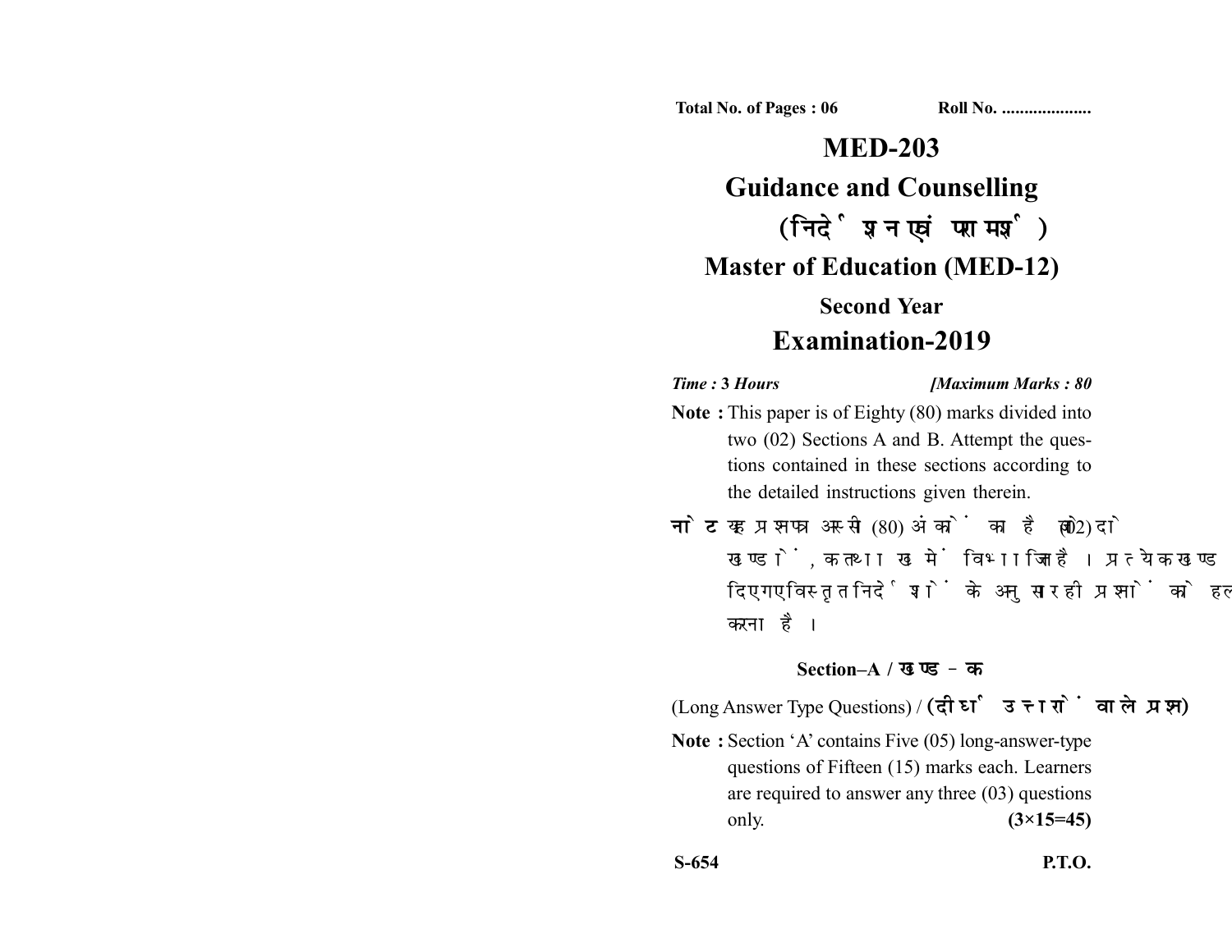Total No. of Pages : 06 Roll No. ....................

# MED-203

## Guidance and Counselling

## (निर्देशन एवं परामर्श)

## Master of Education (MED-12)

### Second Year

## Examination-2019

*Time :* **3 Hours** **[*Maximum Marks :* 80**

**Note :** This paper is of Eighty (80) marks divided into two (02) Sections A and B. Attempt the questions contained in these sections according to the detailed instructions given therein.

**नोट :** यह प्रश्नपत्र अस्सी (80) अंकों का है जो दो (02) खण्डों, क तथा ख में विभाजित है। प्रत्येक खण्ड में दिए गए विस्तृत निर्देशों के अनुसार ही प्रश्नों को हल करना है।

### Section–A / खण्ड – क

(Long Answer Type Questions) / **(दीर्घ उत्तरों वाले प्रश्न)**

**Note :** Section 'A' contains Five (05) long-answer-type questions of Fifteen (15) marks each. Learners are required to answer any three (03) questions only. **(3×15=45)**

S-654 P.T.O.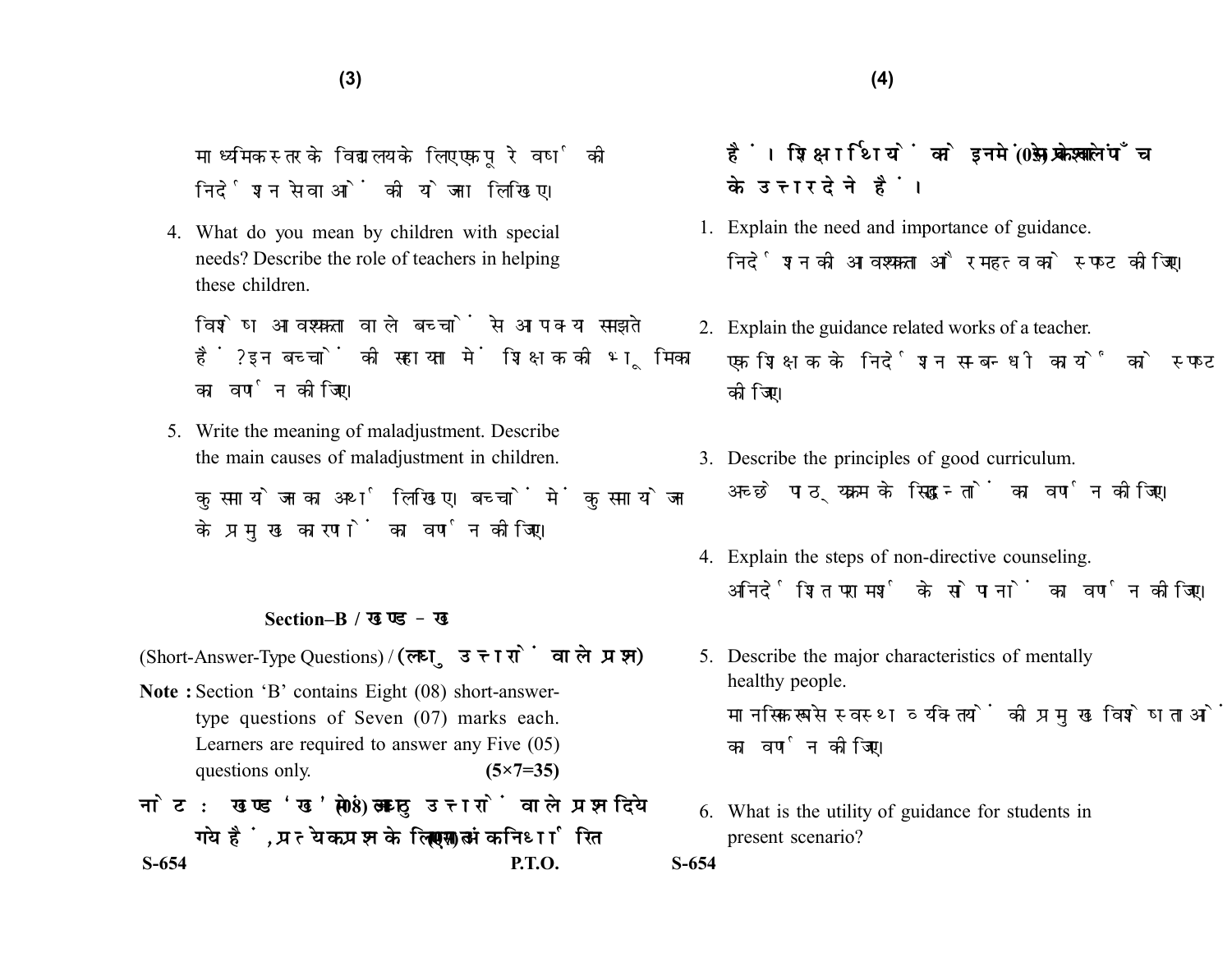माध्यमिक स्तर के विद्यालय के लिए एक पूरे वर्ष की निर्देशन सेवाओं की योजना लिखिए।

4. What do you mean by children with special needs? Describe the role of teachers in helping these children.

   विशेष आवश्यकता वाले बच्चों से आप क्या समझते हैं? इन बच्चों की सहायता में शिक्षक की भूमिका का वर्णन कीजिए।

5. Write the meaning of maladjustment. Describe the main causes of maladjustment in children.

   कुसमायोजन का अर्थ लिखिए। बच्चों में कुसमायोजन के प्रमुख कारणों का वर्णन कीजिए।

## Section–B / खण्ड–ख

(Short-Answer-Type Questions) / **(लघु उत्तरों वाले प्रश्न)**

**Note :** Section 'B' contains Eight (08) short-answer-type questions of Seven (07) marks each. Learners are required to answer any Five (05) questions only. **(5×7=35)**

**नोट : खण्ड 'ख' में आठ (08) लघु उत्तरों वाले प्रश्न दिये गये हैं, प्रत्येक प्रश्न के लिए सात (07) अंक निर्धारित हैं। शिक्षार्थियों को इनमें से केवल पाँच (05) प्रश्नों के उत्तर देने हैं।**

1. Explain the need and importance of guidance.

   निर्देशन की आवश्यकता और महत्व को स्पष्ट कीजिए।

2. Explain the guidance related works of a teacher.

   एक शिक्षक के निर्देशन सम्बन्धी कार्यों को स्पष्ट कीजिए।

3. Describe the principles of good curriculum.

   अच्छे पाठ्यक्रम के सिद्धान्तों का वर्णन कीजिए।

4. Explain the steps of non-directive counseling.

   अनिर्देशित परामर्श के सोपानों का वर्णन कीजिए।

5. Describe the major characteristics of mentally healthy people.

   मानसिक रूप से स्वस्थ व्यक्तियों की प्रमुख विशेषताओं का वर्णन कीजिए।

6. What is the utility of guidance for students in present scenario?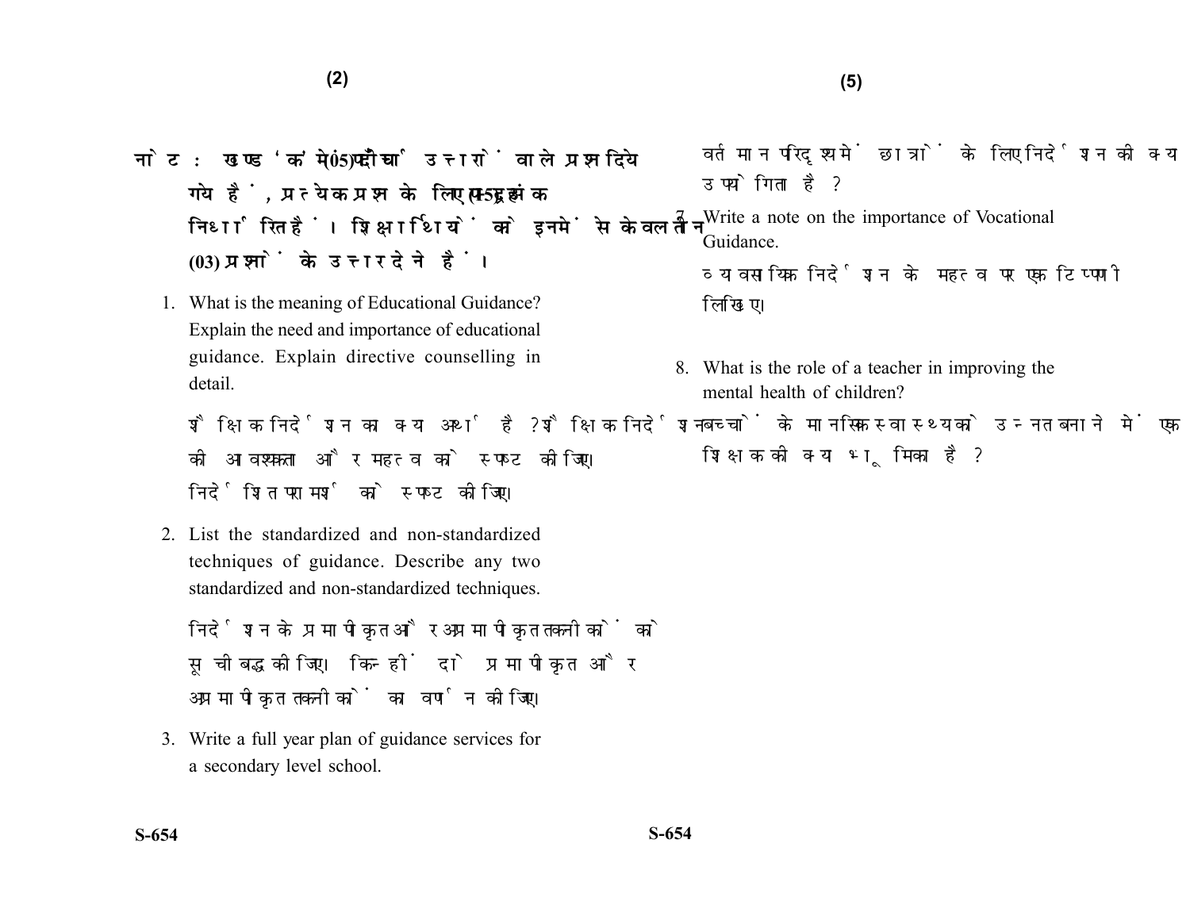**नोट :** खण्ड 'क' में (05) पाँच दीर्घ उत्तरों वाले प्रश्न दिये गये हैं, प्रत्येक प्रश्न के लिए पन्द्रह (15) अंक निर्धारित हैं। शिक्षार्थियों को इनमें से केवल तीन (03) प्रश्नों के उत्तर देने हैं।

1. What is the meaning of Educational Guidance? Explain the need and importance of educational guidance. Explain directive counselling in detail.

   शैक्षिक निर्देशन का क्या अर्थ है? शैक्षिक निर्देशन की आवश्यकता और महत्व को स्पष्ट कीजिए। निर्देशित परामर्श को स्पष्ट कीजिए।

2. List the standardized and non-standardized techniques of guidance. Describe any two standardized and non-standardized techniques.

   निर्देशन के प्रमापीकृत और अप्रमापीकृत तकनीकों को सूचीबद्ध कीजिए। किन्हीं दो प्रमापीकृत और अप्रमापीकृत तकनीकों का वर्णन कीजिए।

3. Write a full year plan of guidance services for a secondary level school.

वर्तमान परिदृश्य में छात्रों के लिए निर्देशन की क्या उपयोगिता है?

7. Write a note on the importance of Vocational Guidance.

   व्यवसायिक निर्देशन के महत्व पर एक टिप्पणी लिखिए।

8. What is the role of a teacher in improving the mental health of children?

   बच्चों के मानसिक स्वास्थ्य को उन्नत बनाने में एक शिक्षक की क्या भूमिका है?